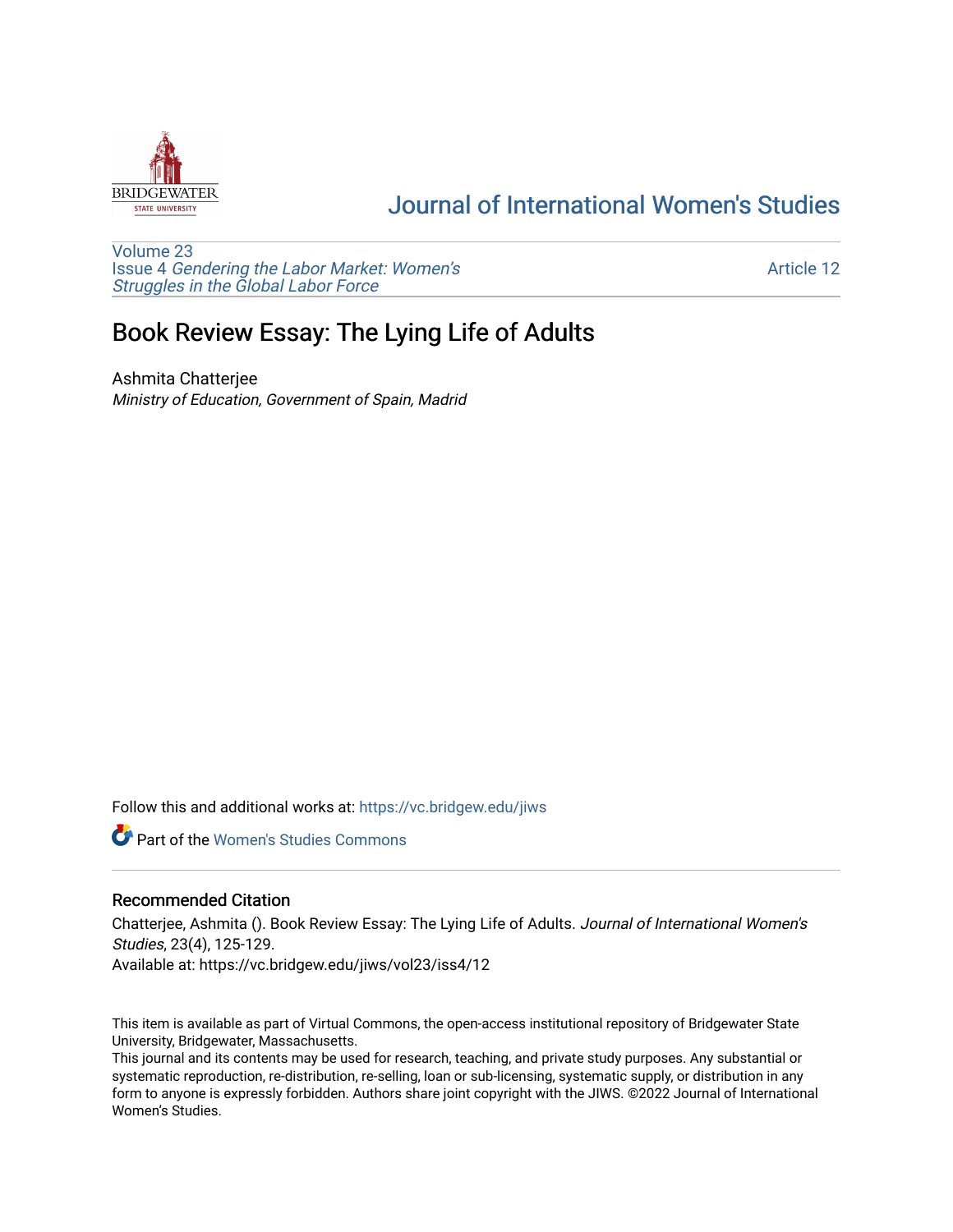Journal of International Women's Studies

Volume 23
Issue 4 *Gendering the Labor Market: Women's Struggles in the Global Labor Force*

Article 12

# Book Review Essay: The Lying Life of Adults

Ashmita Chatterjee
*Ministry of Education, Government of Spain, Madrid*

Follow this and additional works at: https://vc.bridgew.edu/jiws

Part of the Women's Studies Commons

## Recommended Citation

Chatterjee, Ashmita (). Book Review Essay: The Lying Life of Adults. *Journal of International Women's Studies*, 23(4), 125-129.
Available at: https://vc.bridgew.edu/jiws/vol23/iss4/12

This item is available as part of Virtual Commons, the open-access institutional repository of Bridgewater State University, Bridgewater, Massachusetts.
This journal and its contents may be used for research, teaching, and private study purposes. Any substantial or systematic reproduction, re-distribution, re-selling, loan or sub-licensing, systematic supply, or distribution in any form to anyone is expressly forbidden. Authors share joint copyright with the JIWS. ©2022 Journal of International Women's Studies.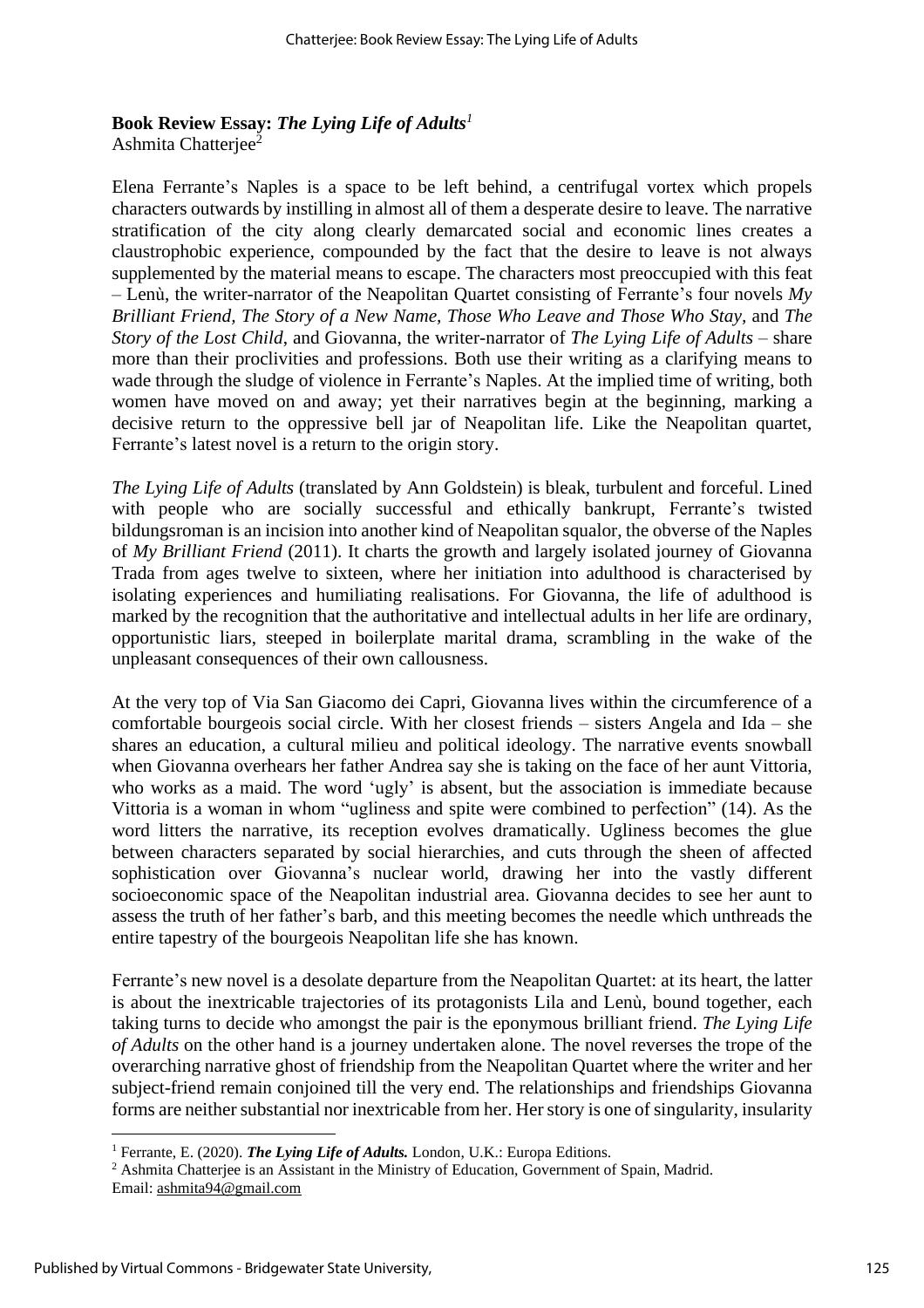**Book Review Essay:** ***The Lying Life of Adults***[1]
Ashmita Chatterjee[2]

Elena Ferrante's Naples is a space to be left behind, a centrifugal vortex which propels characters outwards by instilling in almost all of them a desperate desire to leave. The narrative stratification of the city along clearly demarcated social and economic lines creates a claustrophobic experience, compounded by the fact that the desire to leave is not always supplemented by the material means to escape. The characters most preoccupied with this feat – Lenù, the writer-narrator of the Neapolitan Quartet consisting of Ferrante's four novels *My Brilliant Friend, The Story of a New Name, Those Who Leave and Those Who Stay*, and *The Story of the Lost Child*, and Giovanna, the writer-narrator of *The Lying Life of Adults* – share more than their proclivities and professions. Both use their writing as a clarifying means to wade through the sludge of violence in Ferrante's Naples. At the implied time of writing, both women have moved on and away; yet their narratives begin at the beginning, marking a decisive return to the oppressive bell jar of Neapolitan life. Like the Neapolitan quartet, Ferrante's latest novel is a return to the origin story.

*The Lying Life of Adults* (translated by Ann Goldstein) is bleak, turbulent and forceful. Lined with people who are socially successful and ethically bankrupt, Ferrante's twisted bildungsroman is an incision into another kind of Neapolitan squalor, the obverse of the Naples of *My Brilliant Friend* (2011). It charts the growth and largely isolated journey of Giovanna Trada from ages twelve to sixteen, where her initiation into adulthood is characterised by isolating experiences and humiliating realisations. For Giovanna, the life of adulthood is marked by the recognition that the authoritative and intellectual adults in her life are ordinary, opportunistic liars, steeped in boilerplate marital drama, scrambling in the wake of the unpleasant consequences of their own callousness.

At the very top of Via San Giacomo dei Capri, Giovanna lives within the circumference of a comfortable bourgeois social circle. With her closest friends – sisters Angela and Ida – she shares an education, a cultural milieu and political ideology. The narrative events snowball when Giovanna overhears her father Andrea say she is taking on the face of her aunt Vittoria, who works as a maid. The word 'ugly' is absent, but the association is immediate because Vittoria is a woman in whom "ugliness and spite were combined to perfection" (14). As the word litters the narrative, its reception evolves dramatically. Ugliness becomes the glue between characters separated by social hierarchies, and cuts through the sheen of affected sophistication over Giovanna's nuclear world, drawing her into the vastly different socioeconomic space of the Neapolitan industrial area. Giovanna decides to see her aunt to assess the truth of her father's barb, and this meeting becomes the needle which unthreads the entire tapestry of the bourgeois Neapolitan life she has known.

Ferrante's new novel is a desolate departure from the Neapolitan Quartet: at its heart, the latter is about the inextricable trajectories of its protagonists Lila and Lenù, bound together, each taking turns to decide who amongst the pair is the eponymous brilliant friend. *The Lying Life of Adults* on the other hand is a journey undertaken alone. The novel reverses the trope of the overarching narrative ghost of friendship from the Neapolitan Quartet where the writer and her subject-friend remain conjoined till the very end. The relationships and friendships Giovanna forms are neither substantial nor inextricable from her. Her story is one of singularity, insularity

---

[1] Ferrante, E. (2020). ***The Lying Life of Adults.*** London, U.K.: Europa Editions.

[2] Ashmita Chatterjee is an Assistant in the Ministry of Education, Government of Spain, Madrid. Email: ashmita94@gmail.com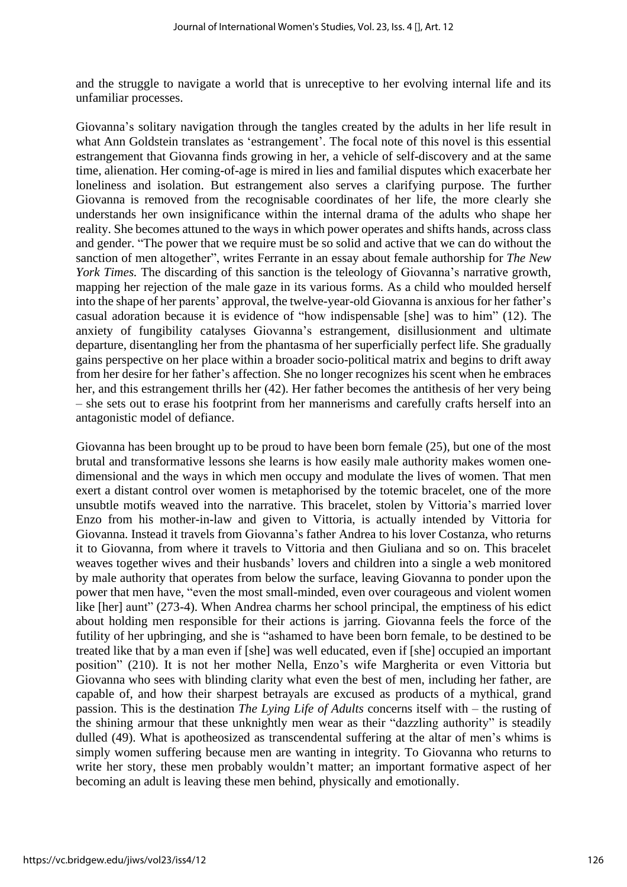and the struggle to navigate a world that is unreceptive to her evolving internal life and its unfamiliar processes.

Giovanna's solitary navigation through the tangles created by the adults in her life result in what Ann Goldstein translates as 'estrangement'. The focal note of this novel is this essential estrangement that Giovanna finds growing in her, a vehicle of self-discovery and at the same time, alienation. Her coming-of-age is mired in lies and familial disputes which exacerbate her loneliness and isolation. But estrangement also serves a clarifying purpose. The further Giovanna is removed from the recognisable coordinates of her life, the more clearly she understands her own insignificance within the internal drama of the adults who shape her reality. She becomes attuned to the ways in which power operates and shifts hands, across class and gender. "The power that we require must be so solid and active that we can do without the sanction of men altogether", writes Ferrante in an essay about female authorship for *The New York Times.* The discarding of this sanction is the teleology of Giovanna's narrative growth, mapping her rejection of the male gaze in its various forms. As a child who moulded herself into the shape of her parents' approval, the twelve-year-old Giovanna is anxious for her father's casual adoration because it is evidence of "how indispensable [she] was to him" (12). The anxiety of fungibility catalyses Giovanna's estrangement, disillusionment and ultimate departure, disentangling her from the phantasma of her superficially perfect life. She gradually gains perspective on her place within a broader socio-political matrix and begins to drift away from her desire for her father's affection. She no longer recognizes his scent when he embraces her, and this estrangement thrills her (42). Her father becomes the antithesis of her very being – she sets out to erase his footprint from her mannerisms and carefully crafts herself into an antagonistic model of defiance.

Giovanna has been brought up to be proud to have been born female (25), but one of the most brutal and transformative lessons she learns is how easily male authority makes women one-dimensional and the ways in which men occupy and modulate the lives of women. That men exert a distant control over women is metaphorised by the totemic bracelet, one of the more unsubtle motifs weaved into the narrative. This bracelet, stolen by Vittoria's married lover Enzo from his mother-in-law and given to Vittoria, is actually intended by Vittoria for Giovanna. Instead it travels from Giovanna's father Andrea to his lover Costanza, who returns it to Giovanna, from where it travels to Vittoria and then Giuliana and so on. This bracelet weaves together wives and their husbands' lovers and children into a single a web monitored by male authority that operates from below the surface, leaving Giovanna to ponder upon the power that men have, "even the most small-minded, even over courageous and violent women like [her] aunt" (273-4). When Andrea charms her school principal, the emptiness of his edict about holding men responsible for their actions is jarring. Giovanna feels the force of the futility of her upbringing, and she is "ashamed to have been born female, to be destined to be treated like that by a man even if [she] was well educated, even if [she] occupied an important position" (210). It is not her mother Nella, Enzo's wife Margherita or even Vittoria but Giovanna who sees with blinding clarity what even the best of men, including her father, are capable of, and how their sharpest betrayals are excused as products of a mythical, grand passion. This is the destination *The Lying Life of Adults* concerns itself with – the rusting of the shining armour that these unknightly men wear as their "dazzling authority" is steadily dulled (49). What is apotheosized as transcendental suffering at the altar of men's whims is simply women suffering because men are wanting in integrity. To Giovanna who returns to write her story, these men probably wouldn't matter; an important formative aspect of her becoming an adult is leaving these men behind, physically and emotionally.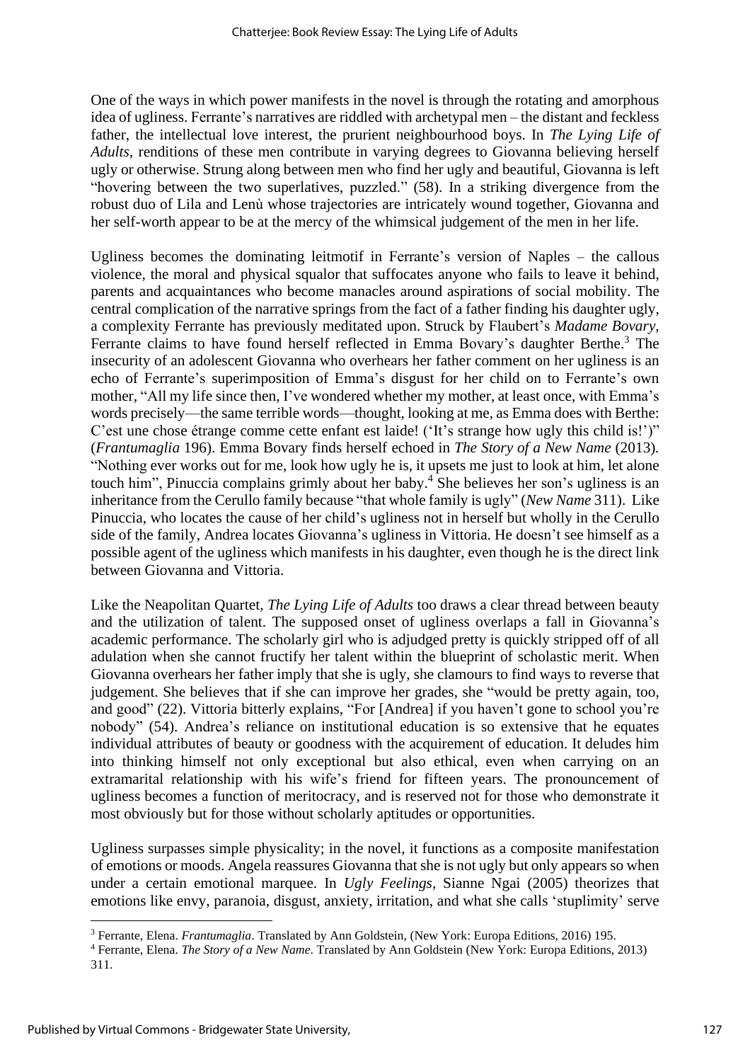One of the ways in which power manifests in the novel is through the rotating and amorphous idea of ugliness. Ferrante's narratives are riddled with archetypal men – the distant and feckless father, the intellectual love interest, the prurient neighbourhood boys. In *The Lying Life of Adults*, renditions of these men contribute in varying degrees to Giovanna believing herself ugly or otherwise. Strung along between men who find her ugly and beautiful, Giovanna is left "hovering between the two superlatives, puzzled." (58). In a striking divergence from the robust duo of Lila and Lenù whose trajectories are intricately wound together, Giovanna and her self-worth appear to be at the mercy of the whimsical judgement of the men in her life.

Ugliness becomes the dominating leitmotif in Ferrante's version of Naples – the callous violence, the moral and physical squalor that suffocates anyone who fails to leave it behind, parents and acquaintances who become manacles around aspirations of social mobility. The central complication of the narrative springs from the fact of a father finding his daughter ugly, a complexity Ferrante has previously meditated upon. Struck by Flaubert's *Madame Bovary*, Ferrante claims to have found herself reflected in Emma Bovary's daughter Berthe.[3] The insecurity of an adolescent Giovanna who overhears her father comment on her ugliness is an echo of Ferrante's superimposition of Emma's disgust for her child on to Ferrante's own mother, "All my life since then, I've wondered whether my mother, at least once, with Emma's words precisely—the same terrible words—thought, looking at me, as Emma does with Berthe: C'est une chose étrange comme cette enfant est laide! ('It's strange how ugly this child is!')" (*Frantumaglia* 196). Emma Bovary finds herself echoed in *The Story of a New Name* (2013). "Nothing ever works out for me, look how ugly he is, it upsets me just to look at him, let alone touch him", Pinuccia complains grimly about her baby.[4] She believes her son's ugliness is an inheritance from the Cerullo family because "that whole family is ugly" (*New Name* 311). Like Pinuccia, who locates the cause of her child's ugliness not in herself but wholly in the Cerullo side of the family, Andrea locates Giovanna's ugliness in Vittoria. He doesn't see himself as a possible agent of the ugliness which manifests in his daughter, even though he is the direct link between Giovanna and Vittoria.

Like the Neapolitan Quartet, *The Lying Life of Adults* too draws a clear thread between beauty and the utilization of talent. The supposed onset of ugliness overlaps a fall in Giovanna's academic performance. The scholarly girl who is adjudged pretty is quickly stripped off of all adulation when she cannot fructify her talent within the blueprint of scholastic merit. When Giovanna overhears her father imply that she is ugly, she clamours to find ways to reverse that judgement. She believes that if she can improve her grades, she "would be pretty again, too, and good" (22). Vittoria bitterly explains, "For [Andrea] if you haven't gone to school you're nobody" (54). Andrea's reliance on institutional education is so extensive that he equates individual attributes of beauty or goodness with the acquirement of education. It deludes him into thinking himself not only exceptional but also ethical, even when carrying on an extramarital relationship with his wife's friend for fifteen years. The pronouncement of ugliness becomes a function of meritocracy, and is reserved not for those who demonstrate it most obviously but for those without scholarly aptitudes or opportunities.

Ugliness surpasses simple physicality; in the novel, it functions as a composite manifestation of emotions or moods. Angela reassures Giovanna that she is not ugly but only appears so when under a certain emotional marquee. In *Ugly Feelings*, Sianne Ngai (2005) theorizes that emotions like envy, paranoia, disgust, anxiety, irritation, and what she calls 'stuplimity' serve

---

[3] Ferrante, Elena. *Frantumaglia*. Translated by Ann Goldstein, (New York: Europa Editions, 2016) 195.

[4] Ferrante, Elena. *The Story of a New Name*. Translated by Ann Goldstein (New York: Europa Editions, 2013) 311.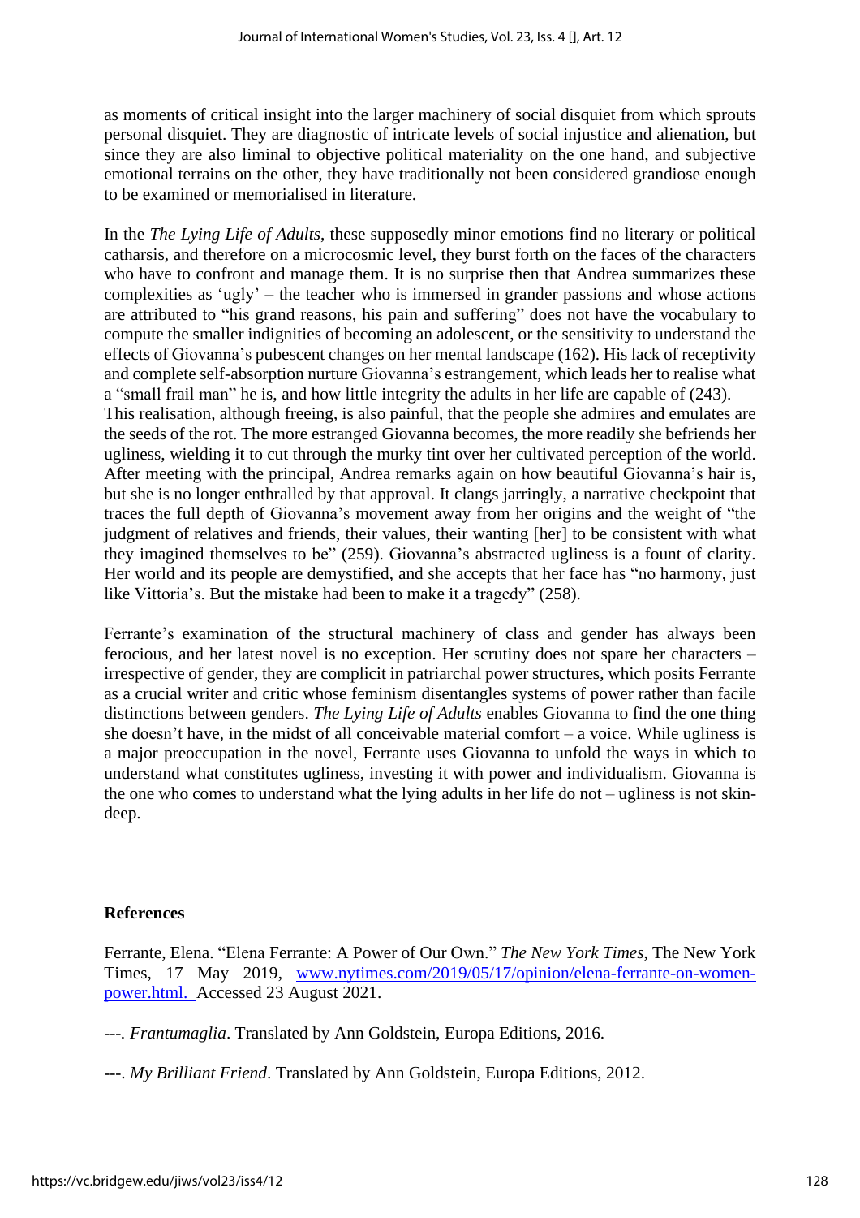as moments of critical insight into the larger machinery of social disquiet from which sprouts personal disquiet. They are diagnostic of intricate levels of social injustice and alienation, but since they are also liminal to objective political materiality on the one hand, and subjective emotional terrains on the other, they have traditionally not been considered grandiose enough to be examined or memorialised in literature.

In the *The Lying Life of Adults*, these supposedly minor emotions find no literary or political catharsis, and therefore on a microcosmic level, they burst forth on the faces of the characters who have to confront and manage them. It is no surprise then that Andrea summarizes these complexities as 'ugly' – the teacher who is immersed in grander passions and whose actions are attributed to "his grand reasons, his pain and suffering" does not have the vocabulary to compute the smaller indignities of becoming an adolescent, or the sensitivity to understand the effects of Giovanna's pubescent changes on her mental landscape (162). His lack of receptivity and complete self-absorption nurture Giovanna's estrangement, which leads her to realise what a "small frail man" he is, and how little integrity the adults in her life are capable of (243). This realisation, although freeing, is also painful, that the people she admires and emulates are the seeds of the rot. The more estranged Giovanna becomes, the more readily she befriends her ugliness, wielding it to cut through the murky tint over her cultivated perception of the world. After meeting with the principal, Andrea remarks again on how beautiful Giovanna's hair is, but she is no longer enthralled by that approval. It clangs jarringly, a narrative checkpoint that traces the full depth of Giovanna's movement away from her origins and the weight of "the judgment of relatives and friends, their values, their wanting [her] to be consistent with what they imagined themselves to be" (259). Giovanna's abstracted ugliness is a fount of clarity. Her world and its people are demystified, and she accepts that her face has "no harmony, just like Vittoria's. But the mistake had been to make it a tragedy" (258).

Ferrante's examination of the structural machinery of class and gender has always been ferocious, and her latest novel is no exception. Her scrutiny does not spare her characters – irrespective of gender, they are complicit in patriarchal power structures, which posits Ferrante as a crucial writer and critic whose feminism disentangles systems of power rather than facile distinctions between genders. *The Lying Life of Adults* enables Giovanna to find the one thing she doesn't have, in the midst of all conceivable material comfort – a voice. While ugliness is a major preoccupation in the novel, Ferrante uses Giovanna to unfold the ways in which to understand what constitutes ugliness, investing it with power and individualism. Giovanna is the one who comes to understand what the lying adults in her life do not – ugliness is not skin-deep.

## References

Ferrante, Elena. "Elena Ferrante: A Power of Our Own." *The New York Times*, The New York Times, 17 May 2019, www.nytimes.com/2019/05/17/opinion/elena-ferrante-on-women-power.html. Accessed 23 August 2021.

---. *Frantumaglia*. Translated by Ann Goldstein, Europa Editions, 2016.

---. *My Brilliant Friend*. Translated by Ann Goldstein, Europa Editions, 2012.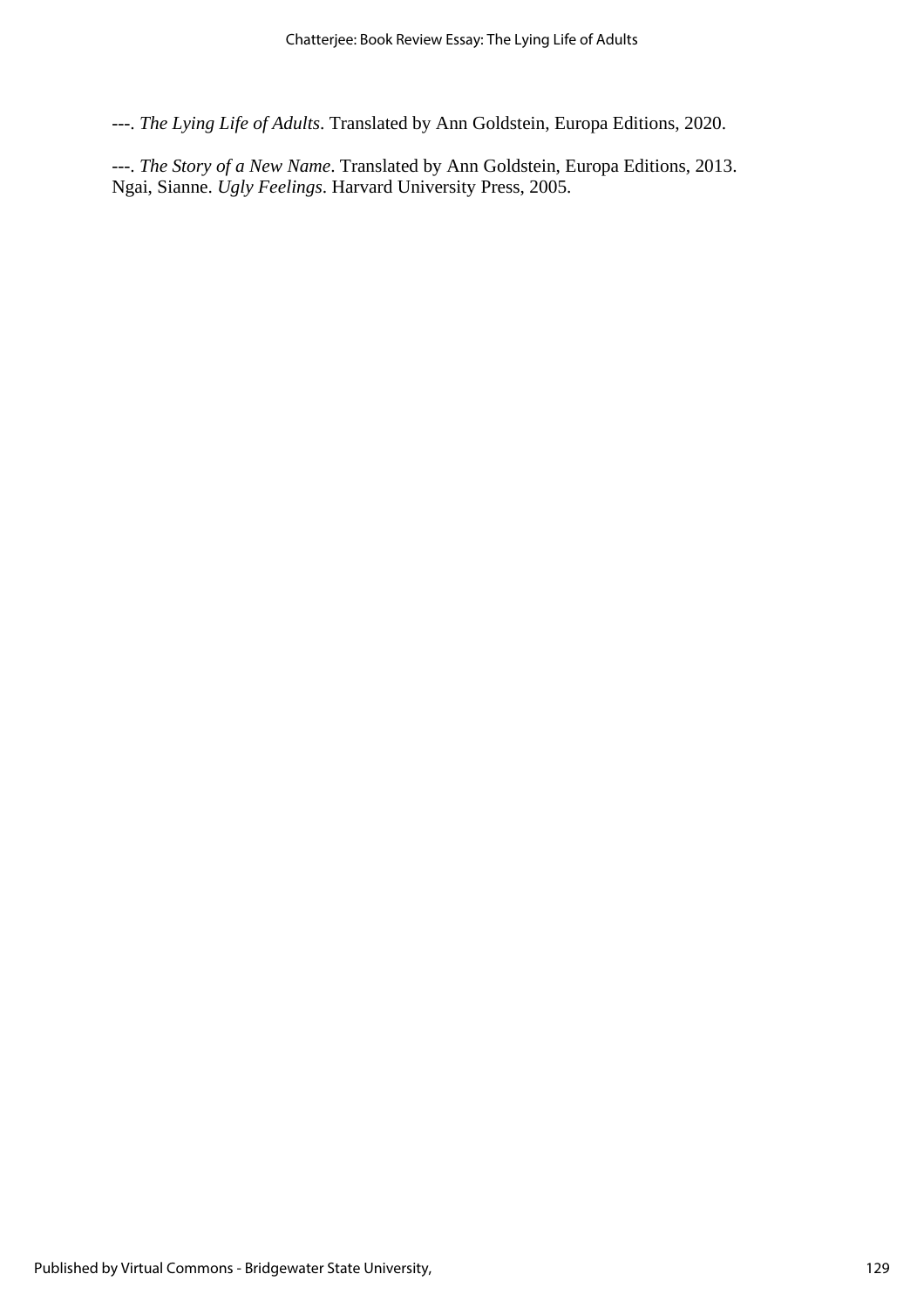---. *The Lying Life of Adults*. Translated by Ann Goldstein, Europa Editions, 2020.

---. *The Story of a New Name*. Translated by Ann Goldstein, Europa Editions, 2013.
Ngai, Sianne. *Ugly Feelings*. Harvard University Press, 2005.